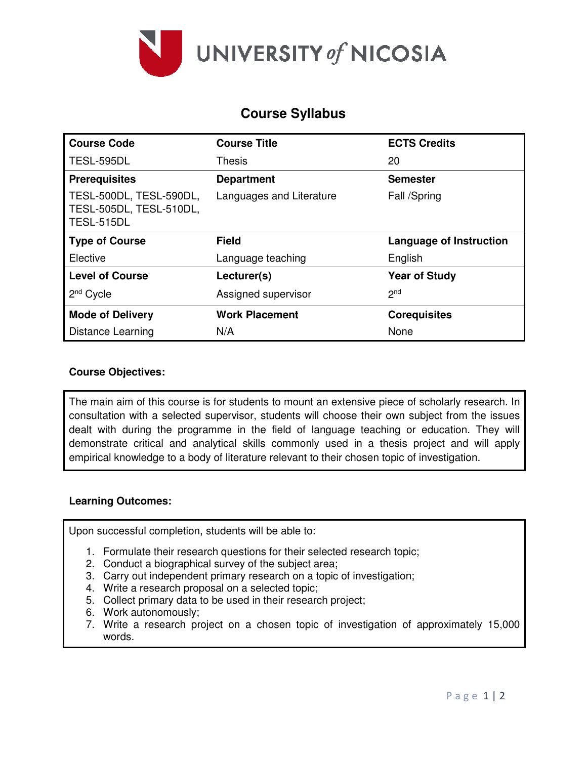UNIVERSITY of NICOSIA

# Course Syllabus

| Course Code | Course Title | ECTS Credits |
|---|---|---|
| TESL-595DL | Thesis | 20 |
| **Prerequisites** | **Department** | **Semester** |
| TESL-500DL, TESL-590DL, TESL-505DL, TESL-510DL, TESL-515DL | Languages and Literature | Fall /Spring |
| **Type of Course** | **Field** | **Language of Instruction** |
| Elective | Language teaching | English |
| **Level of Course** | **Lecturer(s)** | **Year of Study** |
| 2nd Cycle | Assigned supervisor | 2nd |
| **Mode of Delivery** | **Work Placement** | **Corequisites** |
| Distance Learning | N/A | None |

**Course Objectives:**

The main aim of this course is for students to mount an extensive piece of scholarly research. In consultation with a selected supervisor, students will choose their own subject from the issues dealt with during the programme in the field of language teaching or education. They will demonstrate critical and analytical skills commonly used in a thesis project and will apply empirical knowledge to a body of literature relevant to their chosen topic of investigation.

**Learning Outcomes:**

Upon successful completion, students will be able to:

1. Formulate their research questions for their selected research topic;
2. Conduct a biographical survey of the subject area;
3. Carry out independent primary research on a topic of investigation;
4. Write a research proposal on a selected topic;
5. Collect primary data to be used in their research project;
6. Work autonomously;
7. Write a research project on a chosen topic of investigation of approximately 15,000 words.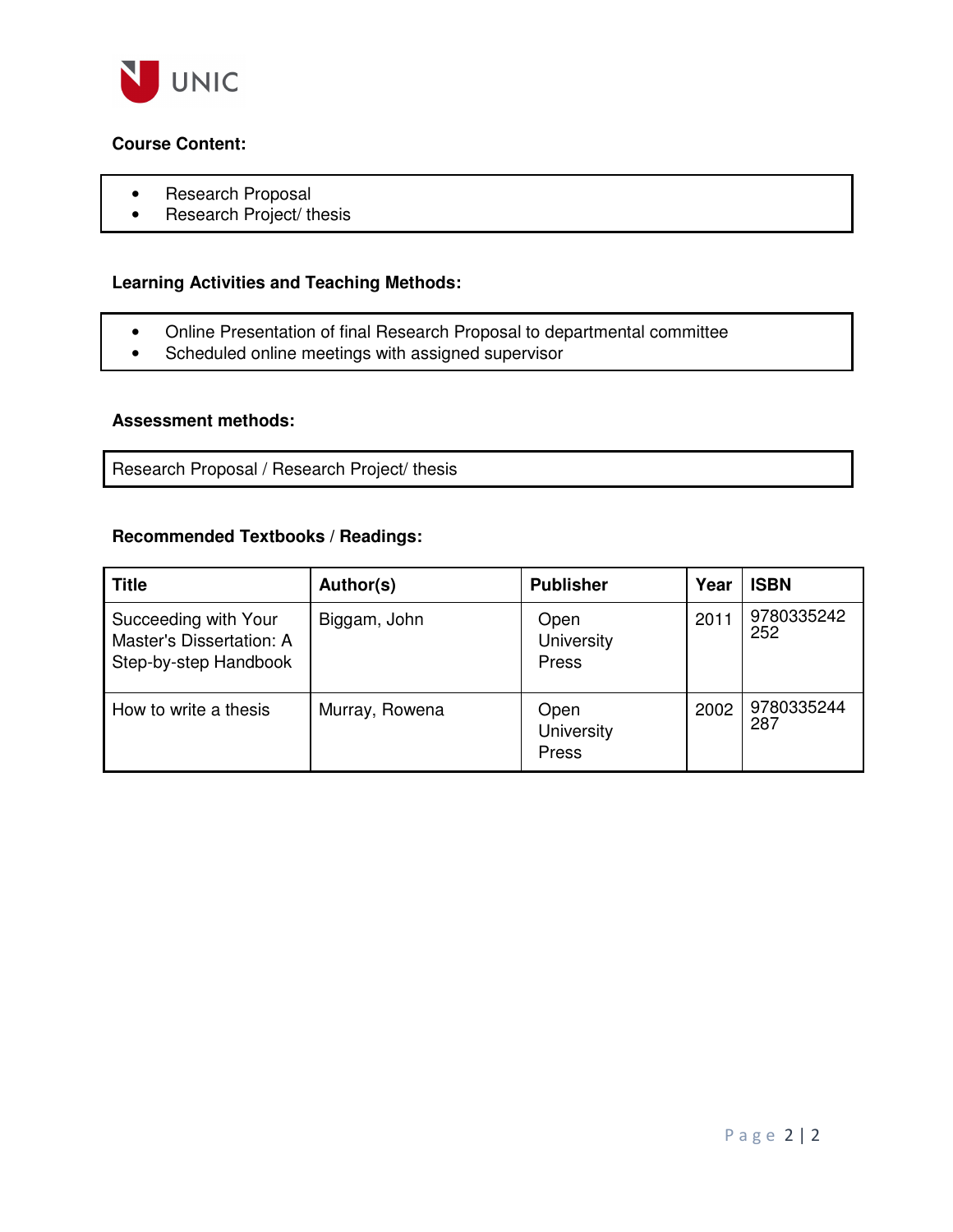**Course Content:**

- Research Proposal
- Research Project/ thesis

**Learning Activities and Teaching Methods:**

- Online Presentation of final Research Proposal to departmental committee
- Scheduled online meetings with assigned supervisor

**Assessment methods:**

Research Proposal / Research Project/ thesis

**Recommended Textbooks / Readings:**

| Title | Author(s) | Publisher | Year | ISBN |
|---|---|---|---|---|
| Succeeding with Your Master's Dissertation: A Step-by-step Handbook | Biggam, John | Open University Press | 2011 | 9780335242252 |
| How to write a thesis | Murray, Rowena | Open University Press | 2002 | 9780335244287 |